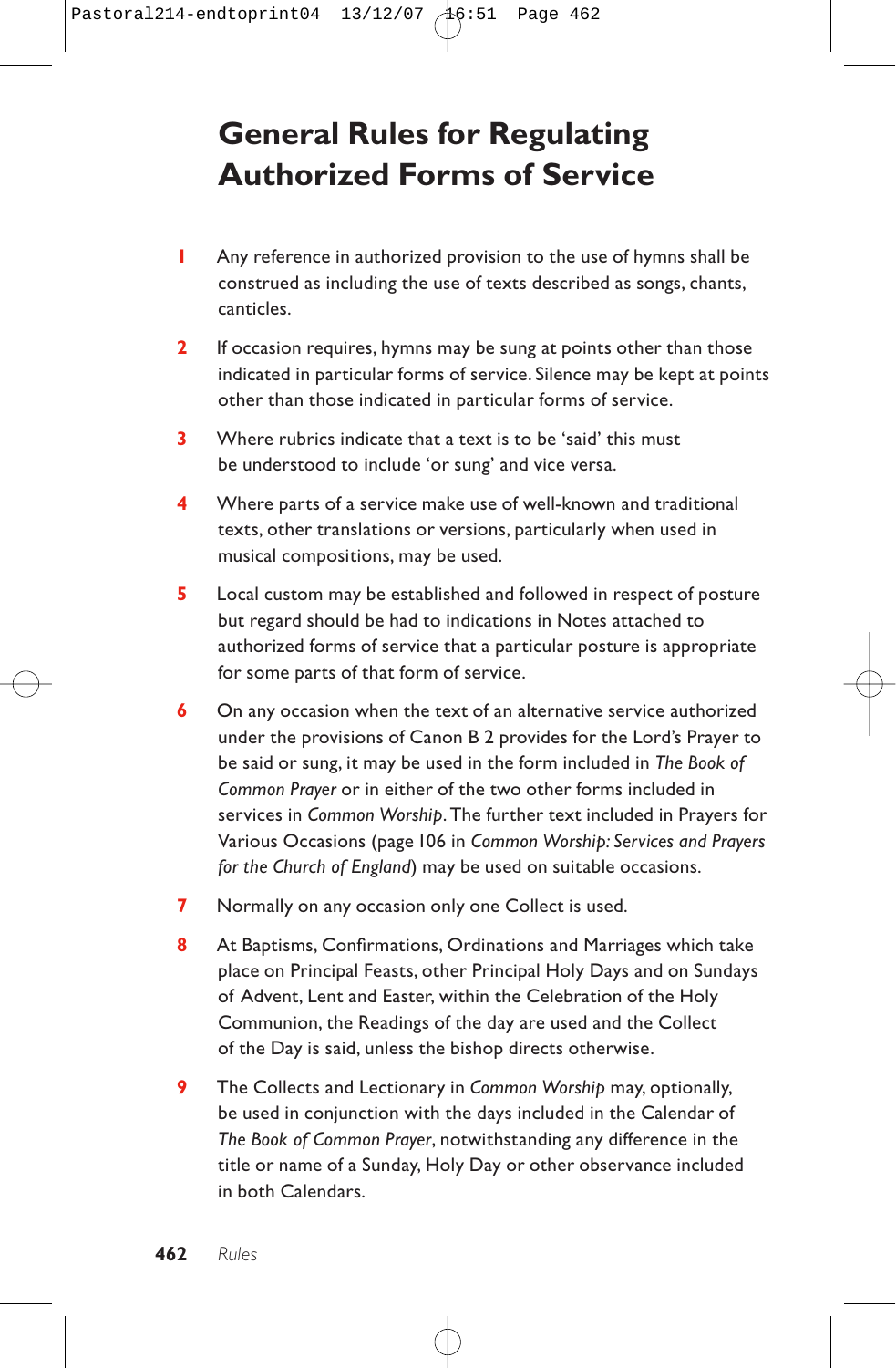# General Rules for Regulating Authorized Forms of Service

1. Any reference in authorized provision to the use of hymns shall be construed as including the use of texts described as songs, chants, canticles.

2. If occasion requires, hymns may be sung at points other than those indicated in particular forms of service. Silence may be kept at points other than those indicated in particular forms of service.

3. Where rubrics indicate that a text is to be 'said' this must be understood to include 'or sung' and vice versa.

4. Where parts of a service make use of well-known and traditional texts, other translations or versions, particularly when used in musical compositions, may be used.

5. Local custom may be established and followed in respect of posture but regard should be had to indications in Notes attached to authorized forms of service that a particular posture is appropriate for some parts of that form of service.

6. On any occasion when the text of an alternative service authorized under the provisions of Canon B 2 provides for the Lord's Prayer to be said or sung, it may be used in the form included in *The Book of Common Prayer* or in either of the two other forms included in services in *Common Worship*. The further text included in Prayers for Various Occasions (page 106 in *Common Worship: Services and Prayers for the Church of England*) may be used on suitable occasions.

7. Normally on any occasion only one Collect is used.

8. At Baptisms, Confirmations, Ordinations and Marriages which take place on Principal Feasts, other Principal Holy Days and on Sundays of Advent, Lent and Easter, within the Celebration of the Holy Communion, the Readings of the day are used and the Collect of the Day is said, unless the bishop directs otherwise.

9. The Collects and Lectionary in *Common Worship* may, optionally, be used in conjunction with the days included in the Calendar of *The Book of Common Prayer*, notwithstanding any difference in the title or name of a Sunday, Holy Day or other observance included in both Calendars.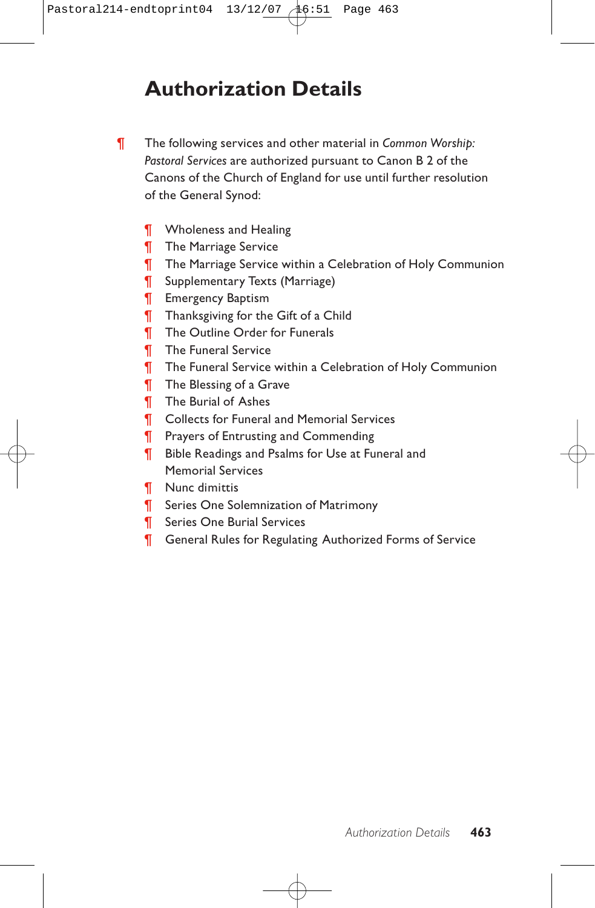# Authorization Details

¶ The following services and other material in *Common Worship: Pastoral Services* are authorized pursuant to Canon B 2 of the Canons of the Church of England for use until further resolution of the General Synod:

- ¶ Wholeness and Healing
- ¶ The Marriage Service
- ¶ The Marriage Service within a Celebration of Holy Communion
- ¶ Supplementary Texts (Marriage)
- ¶ Emergency Baptism
- ¶ Thanksgiving for the Gift of a Child
- ¶ The Outline Order for Funerals
- ¶ The Funeral Service
- ¶ The Funeral Service within a Celebration of Holy Communion
- ¶ The Blessing of a Grave
- ¶ The Burial of Ashes
- ¶ Collects for Funeral and Memorial Services
- ¶ Prayers of Entrusting and Commending
- ¶ Bible Readings and Psalms for Use at Funeral and Memorial Services
- ¶ Nunc dimittis
- ¶ Series One Solemnization of Matrimony
- ¶ Series One Burial Services
- ¶ General Rules for Regulating Authorized Forms of Service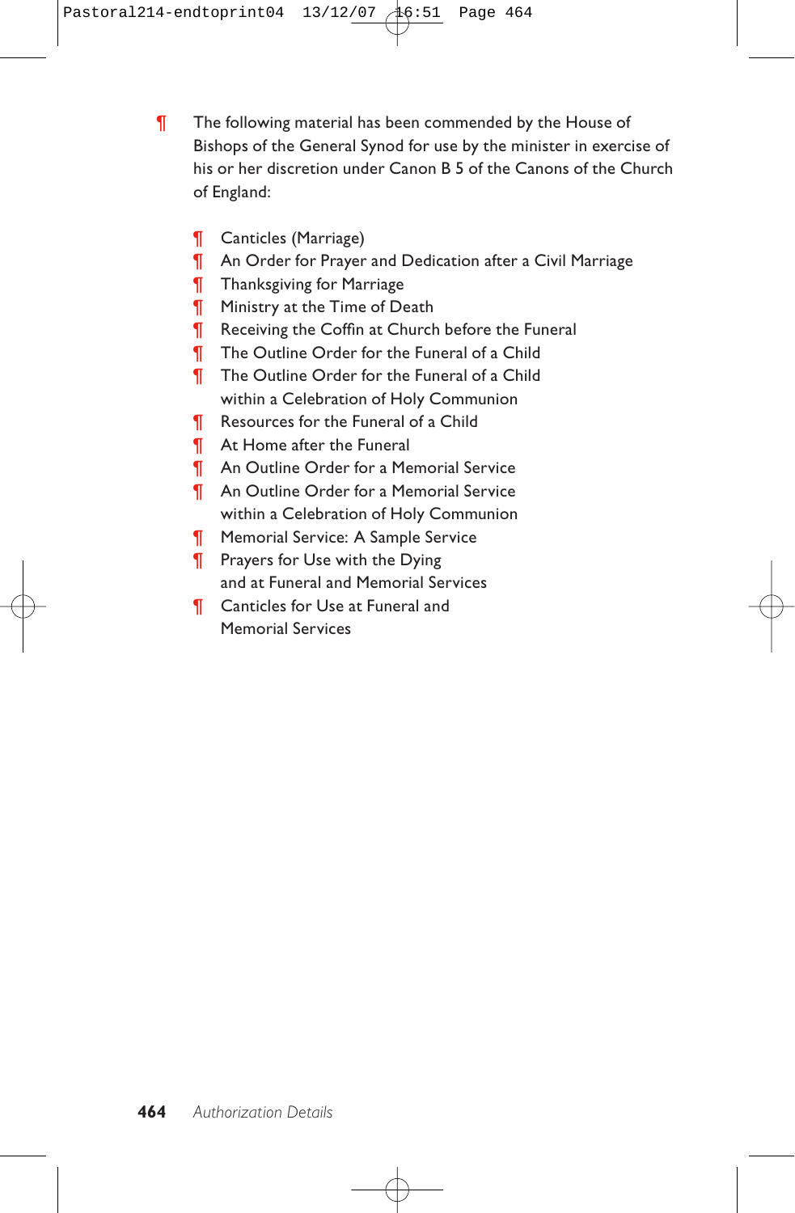¶ The following material has been commended by the House of Bishops of the General Synod for use by the minister in exercise of his or her discretion under Canon B 5 of the Canons of the Church of England:

- ¶ Canticles (Marriage)
- ¶ An Order for Prayer and Dedication after a Civil Marriage
- ¶ Thanksgiving for Marriage
- ¶ Ministry at the Time of Death
- ¶ Receiving the Coffin at Church before the Funeral
- ¶ The Outline Order for the Funeral of a Child
- ¶ The Outline Order for the Funeral of a Child within a Celebration of Holy Communion
- ¶ Resources for the Funeral of a Child
- ¶ At Home after the Funeral
- ¶ An Outline Order for a Memorial Service
- ¶ An Outline Order for a Memorial Service within a Celebration of Holy Communion
- ¶ Memorial Service: A Sample Service
- ¶ Prayers for Use with the Dying and at Funeral and Memorial Services
- ¶ Canticles for Use at Funeral and Memorial Services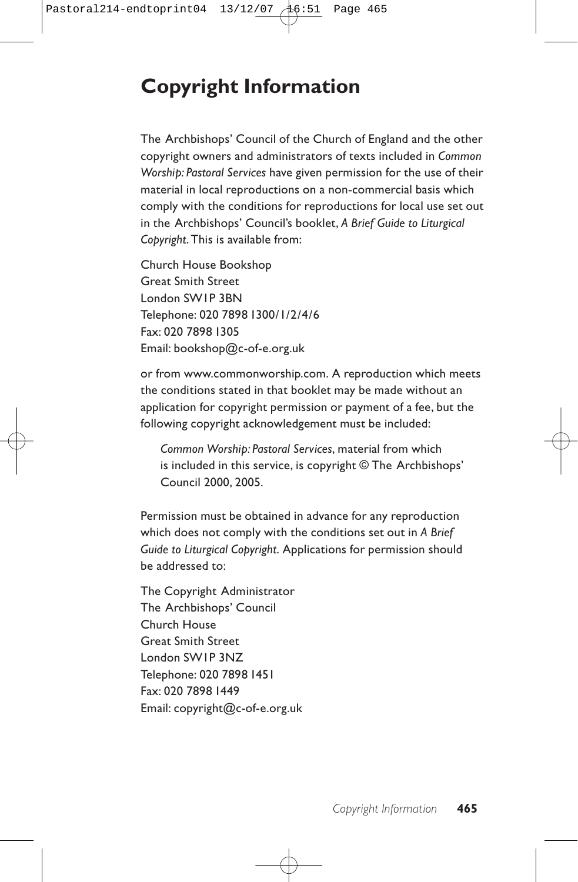# Copyright Information

The Archbishops' Council of the Church of England and the other copyright owners and administrators of texts included in *Common Worship: Pastoral Services* have given permission for the use of their material in local reproductions on a non-commercial basis which comply with the conditions for reproductions for local use set out in the Archbishops' Council's booklet, *A Brief Guide to Liturgical Copyright*. This is available from:

Church House Bookshop
Great Smith Street
London SW1P 3BN
Telephone: 020 7898 1300/1/2/4/6
Fax: 020 7898 1305
Email: bookshop@c-of-e.org.uk

or from www.commonworship.com. A reproduction which meets the conditions stated in that booklet may be made without an application for copyright permission or payment of a fee, but the following copyright acknowledgement must be included:

> *Common Worship: Pastoral Services*, material from which is included in this service, is copyright © The Archbishops' Council 2000, 2005.

Permission must be obtained in advance for any reproduction which does not comply with the conditions set out in *A Brief Guide to Liturgical Copyright*. Applications for permission should be addressed to:

The Copyright Administrator
The Archbishops' Council
Church House
Great Smith Street
London SW1P 3NZ
Telephone: 020 7898 1451
Fax: 020 7898 1449
Email: copyright@c-of-e.org.uk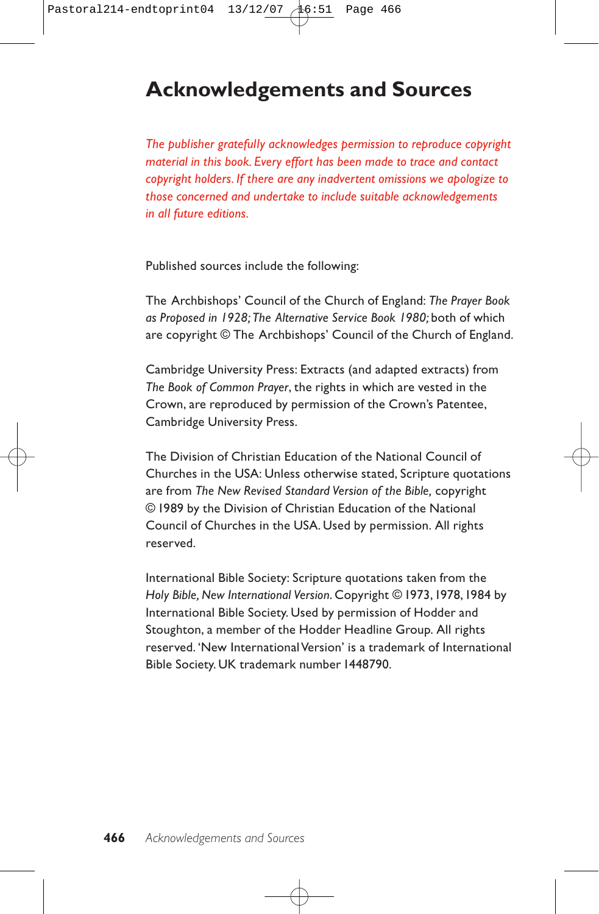# Acknowledgements and Sources

*The publisher gratefully acknowledges permission to reproduce copyright material in this book. Every effort has been made to trace and contact copyright holders. If there are any inadvertent omissions we apologize to those concerned and undertake to include suitable acknowledgements in all future editions.*

Published sources include the following:

The Archbishops' Council of the Church of England: *The Prayer Book as Proposed in 1928; The Alternative Service Book 1980;* both of which are copyright © The Archbishops' Council of the Church of England.

Cambridge University Press: Extracts (and adapted extracts) from *The Book of Common Prayer*, the rights in which are vested in the Crown, are reproduced by permission of the Crown's Patentee, Cambridge University Press.

The Division of Christian Education of the National Council of Churches in the USA: Unless otherwise stated, Scripture quotations are from *The New Revised Standard Version of the Bible,* copyright © 1989 by the Division of Christian Education of the National Council of Churches in the USA. Used by permission. All rights reserved.

International Bible Society: Scripture quotations taken from the *Holy Bible, New International Version*. Copyright © 1973, 1978, 1984 by International Bible Society. Used by permission of Hodder and Stoughton, a member of the Hodder Headline Group. All rights reserved. 'New International Version' is a trademark of International Bible Society. UK trademark number 1448790.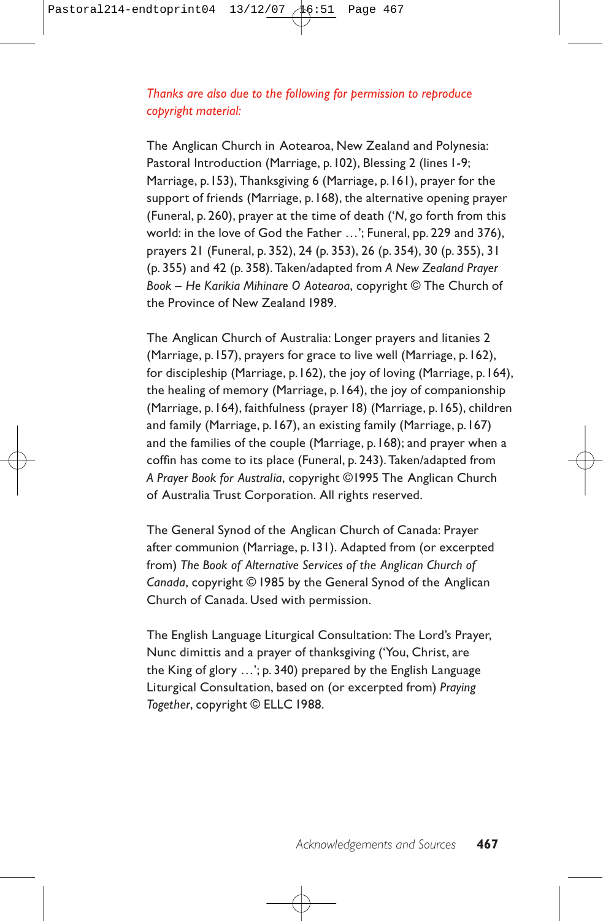*Thanks are also due to the following for permission to reproduce copyright material:*

The Anglican Church in Aotearoa, New Zealand and Polynesia: Pastoral Introduction (Marriage, p. 102), Blessing 2 (lines 1-9; Marriage, p. 153), Thanksgiving 6 (Marriage, p. 161), prayer for the support of friends (Marriage, p. 168), the alternative opening prayer (Funeral, p. 260), prayer at the time of death ('*N*, go forth from this world: in the love of God the Father …'; Funeral, pp. 229 and 376), prayers 21 (Funeral, p. 352), 24 (p. 353), 26 (p. 354), 30 (p. 355), 31 (p. 355) and 42 (p. 358). Taken/adapted from *A New Zealand Prayer Book – He Karikia Mihinare O Aotearoa*, copyright © The Church of the Province of New Zealand 1989.

The Anglican Church of Australia: Longer prayers and litanies 2 (Marriage, p. 157), prayers for grace to live well (Marriage, p. 162), for discipleship (Marriage, p. 162), the joy of loving (Marriage, p. 164), the healing of memory (Marriage, p. 164), the joy of companionship (Marriage, p. 164), faithfulness (prayer 18) (Marriage, p. 165), children and family (Marriage, p. 167), an existing family (Marriage, p. 167) and the families of the couple (Marriage, p. 168); and prayer when a coffin has come to its place (Funeral, p. 243). Taken/adapted from *A Prayer Book for Australia*, copyright ©1995 The Anglican Church of Australia Trust Corporation. All rights reserved.

The General Synod of the Anglican Church of Canada: Prayer after communion (Marriage, p. 131). Adapted from (or excerpted from) *The Book of Alternative Services of the Anglican Church of Canada*, copyright © 1985 by the General Synod of the Anglican Church of Canada. Used with permission.

The English Language Liturgical Consultation: The Lord's Prayer, Nunc dimittis and a prayer of thanksgiving ('You, Christ, are the King of glory …'; p. 340) prepared by the English Language Liturgical Consultation, based on (or excerpted from) *Praying Together*, copyright © ELLC 1988.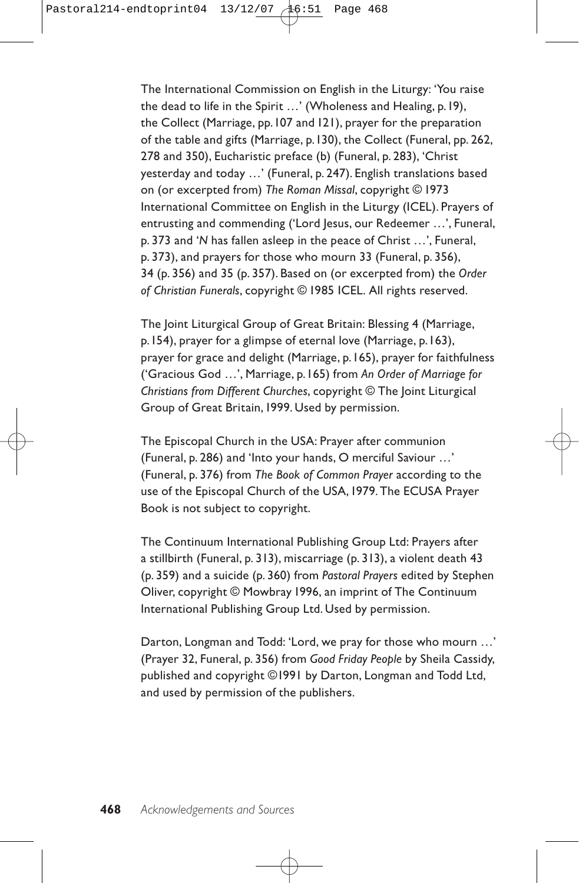The International Commission on English in the Liturgy: 'You raise the dead to life in the Spirit …' (Wholeness and Healing, p.19), the Collect (Marriage, pp.107 and 121), prayer for the preparation of the table and gifts (Marriage, p.130), the Collect (Funeral, pp. 262, 278 and 350), Eucharistic preface (b) (Funeral, p. 283), 'Christ yesterday and today …' (Funeral, p. 247). English translations based on (or excerpted from) *The Roman Missal*, copyright © 1973 International Committee on English in the Liturgy (ICEL). Prayers of entrusting and commending ('Lord Jesus, our Redeemer …', Funeral, p. 373 and '*N* has fallen asleep in the peace of Christ …', Funeral, p. 373), and prayers for those who mourn 33 (Funeral, p. 356), 34 (p. 356) and 35 (p. 357). Based on (or excerpted from) the *Order of Christian Funerals*, copyright © 1985 ICEL. All rights reserved.

The Joint Liturgical Group of Great Britain: Blessing 4 (Marriage, p.154), prayer for a glimpse of eternal love (Marriage, p.163), prayer for grace and delight (Marriage, p.165), prayer for faithfulness ('Gracious God …', Marriage, p.165) from *An Order of Marriage for Christians from Different Churches*, copyright © The Joint Liturgical Group of Great Britain, 1999. Used by permission.

The Episcopal Church in the USA: Prayer after communion (Funeral, p. 286) and 'Into your hands, O merciful Saviour …' (Funeral, p. 376) from *The Book of Common Prayer* according to the use of the Episcopal Church of the USA, 1979. The ECUSA Prayer Book is not subject to copyright.

The Continuum International Publishing Group Ltd: Prayers after a stillbirth (Funeral, p. 313), miscarriage (p. 313), a violent death 43 (p. 359) and a suicide (p. 360) from *Pastoral Prayers* edited by Stephen Oliver, copyright © Mowbray 1996, an imprint of The Continuum International Publishing Group Ltd. Used by permission.

Darton, Longman and Todd: 'Lord, we pray for those who mourn …' (Prayer 32, Funeral, p. 356) from *Good Friday People* by Sheila Cassidy, published and copyright ©1991 by Darton, Longman and Todd Ltd, and used by permission of the publishers.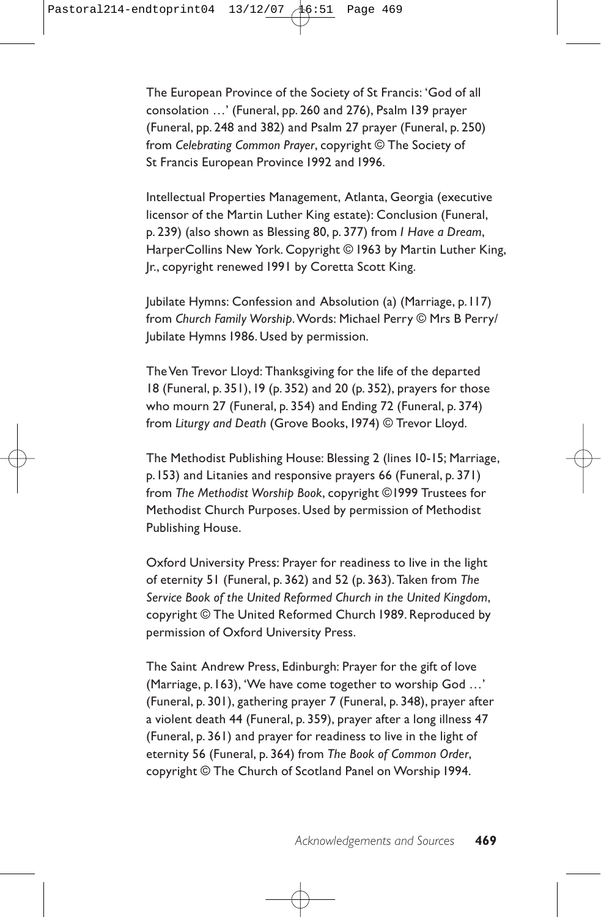The European Province of the Society of St Francis: 'God of all consolation …' (Funeral, pp. 260 and 276), Psalm 139 prayer (Funeral, pp. 248 and 382) and Psalm 27 prayer (Funeral, p. 250) from *Celebrating Common Prayer*, copyright © The Society of St Francis European Province 1992 and 1996.

Intellectual Properties Management, Atlanta, Georgia (executive licensor of the Martin Luther King estate): Conclusion (Funeral, p. 239) (also shown as Blessing 80, p. 377) from *I Have a Dream*, HarperCollins New York. Copyright © 1963 by Martin Luther King, Jr., copyright renewed 1991 by Coretta Scott King.

Jubilate Hymns: Confession and Absolution (a) (Marriage, p. 117) from *Church Family Worship*. Words: Michael Perry © Mrs B Perry/ Jubilate Hymns 1986. Used by permission.

The Ven Trevor Lloyd: Thanksgiving for the life of the departed 18 (Funeral, p. 351), 19 (p. 352) and 20 (p. 352), prayers for those who mourn 27 (Funeral, p. 354) and Ending 72 (Funeral, p. 374) from *Liturgy and Death* (Grove Books, 1974) © Trevor Lloyd.

The Methodist Publishing House: Blessing 2 (lines 10-15; Marriage, p. 153) and Litanies and responsive prayers 66 (Funeral, p. 371) from *The Methodist Worship Book*, copyright ©1999 Trustees for Methodist Church Purposes. Used by permission of Methodist Publishing House.

Oxford University Press: Prayer for readiness to live in the light of eternity 51 (Funeral, p. 362) and 52 (p. 363). Taken from *The Service Book of the United Reformed Church in the United Kingdom*, copyright © The United Reformed Church 1989. Reproduced by permission of Oxford University Press.

The Saint Andrew Press, Edinburgh: Prayer for the gift of love (Marriage, p. 163), 'We have come together to worship God …' (Funeral, p. 301), gathering prayer 7 (Funeral, p. 348), prayer after a violent death 44 (Funeral, p. 359), prayer after a long illness 47 (Funeral, p. 361) and prayer for readiness to live in the light of eternity 56 (Funeral, p. 364) from *The Book of Common Order*, copyright © The Church of Scotland Panel on Worship 1994.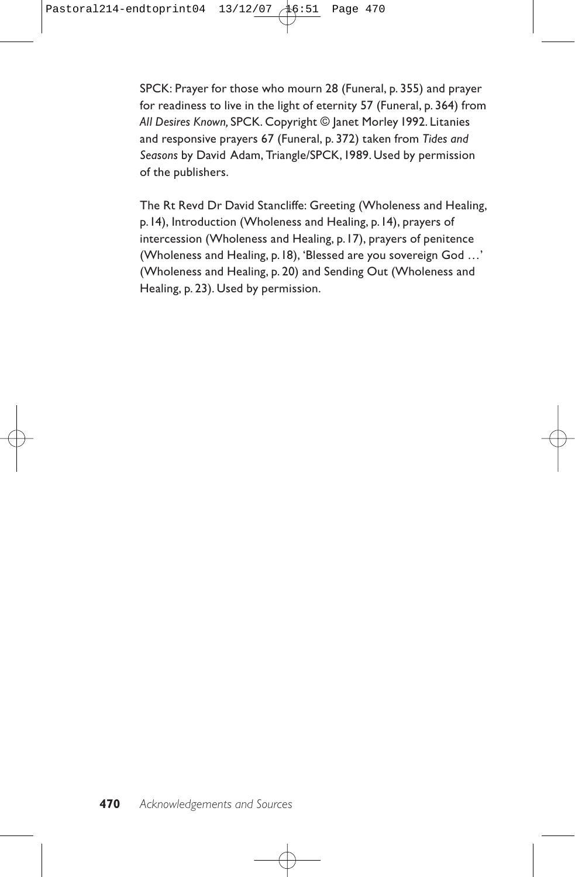SPCK: Prayer for those who mourn 28 (Funeral, p. 355) and prayer for readiness to live in the light of eternity 57 (Funeral, p. 364) from *All Desires Known,* SPCK. Copyright © Janet Morley 1992. Litanies and responsive prayers 67 (Funeral, p. 372) taken from *Tides and Seasons* by David Adam, Triangle/SPCK, 1989. Used by permission of the publishers.

The Rt Revd Dr David Stancliffe: Greeting (Wholeness and Healing, p. 14), Introduction (Wholeness and Healing, p. 14), prayers of intercession (Wholeness and Healing, p. 17), prayers of penitence (Wholeness and Healing, p. 18), 'Blessed are you sovereign God …' (Wholeness and Healing, p. 20) and Sending Out (Wholeness and Healing, p. 23). Used by permission.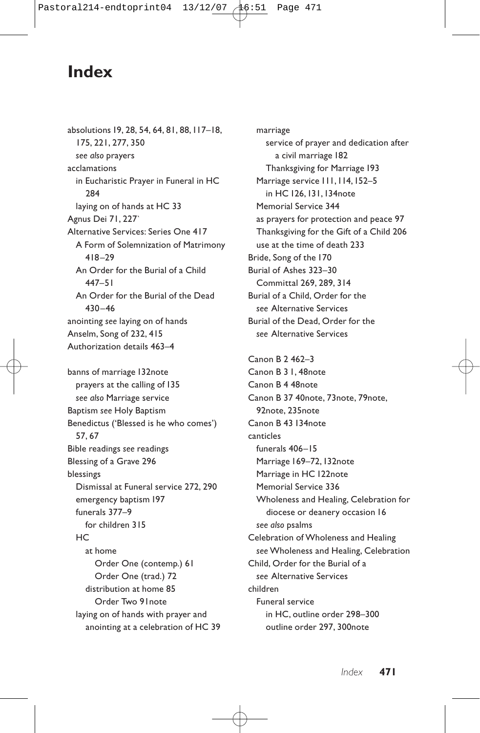# Index

absolutions 19, 28, 54, 64, 81, 88, 117–18, 175, 221, 277, 350
  *see also* prayers
acclamations
  in Eucharistic Prayer in Funeral in HC 284
  laying on of hands at HC 33
Agnus Dei 71, 227`
Alternative Services: Series One 417
  A Form of Solemnization of Matrimony 418–29
  An Order for the Burial of a Child 447–51
  An Order for the Burial of the Dead 430–46
anointing *see* laying on of hands
Anselm, Song of 232, 415
Authorization details 463–4

banns of marriage 132note
  prayers at the calling of 135
  *see also* Marriage service
Baptism *see* Holy Baptism
Benedictus ('Blessed is he who comes') 57, 67
Bible readings *see* readings
Blessing of a Grave 296
blessings
  Dismissal at Funeral service 272, 290
  emergency baptism 197
  funerals 377–9
    for children 315
  HC
    at home
      Order One (contemp.) 61
      Order One (trad.) 72
    distribution at home 85
      Order Two 91note
  laying on of hands with prayer and anointing at a celebration of HC 39
  marriage
    service of prayer and dedication after a civil marriage 182
    Thanksgiving for Marriage 193
  Marriage service 111, 114, 152–5
    in HC 126, 131, 134note
  Memorial Service 344
  as prayers for protection and peace 97
  Thanksgiving for the Gift of a Child 206
  use at the time of death 233
Bride, Song of the 170
Burial of Ashes 323–30
  Committal 269, 289, 314
Burial of a Child, Order for the
  *see* Alternative Services
Burial of the Dead, Order for the
  *see* Alternative Services

Canon B 2 462–3
Canon B 3 1, 48note
Canon B 4 48note
Canon B 37 40note, 73note, 79note, 92note, 235note
Canon B 43 134note
canticles
  funerals 406–15
  Marriage 169–72, 132note
  Marriage in HC 122note
  Memorial Service 336
  Wholeness and Healing, Celebration for diocese or deanery occasion 16
  *see also* psalms
Celebration of Wholeness and Healing
  *see* Wholeness and Healing, Celebration
Child, Order for the Burial of a
  *see* Alternative Services
children
  Funeral service
    in HC, outline order 298–300
    outline order 297, 300note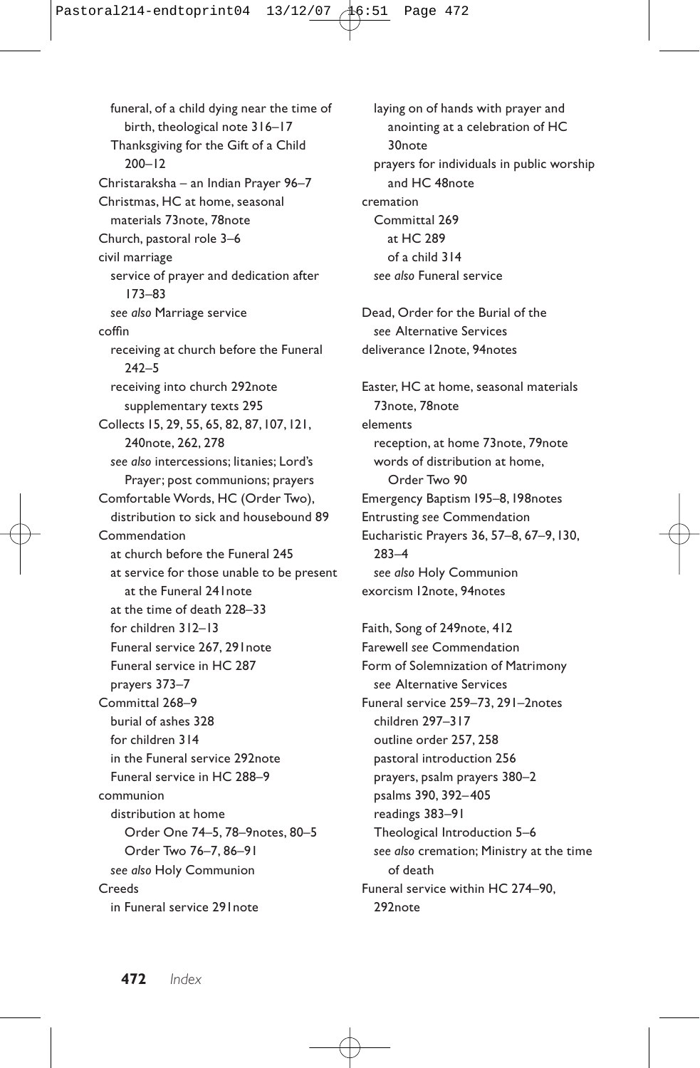funeral, of a child dying near the time of birth, theological note 316–17
Thanksgiving for the Gift of a Child 200–12
Christaraksha – an Indian Prayer 96–7
Christmas, HC at home, seasonal materials 73note, 78note
Church, pastoral role 3–6
civil marriage
  service of prayer and dedication after 173–83
  *see also* Marriage service
coffin
  receiving at church before the Funeral 242–5
  receiving into church 292note
    supplementary texts 295
Collects 15, 29, 55, 65, 82, 87, 107, 121, 240note, 262, 278
  *see also* intercessions; litanies; Lord's Prayer; post communions; prayers
Comfortable Words, HC (Order Two), distribution to sick and housebound 89
Commendation
  at church before the Funeral 245
  at service for those unable to be present at the Funeral 241note
  at the time of death 228–33
  for children 312–13
  Funeral service 267, 291note
  Funeral service in HC 287
  prayers 373–7
Committal 268–9
  burial of ashes 328
  for children 314
  in the Funeral service 292note
  Funeral service in HC 288–9
communion
  distribution at home
    Order One 74–5, 78–9notes, 80–5
    Order Two 76–7, 86–91
  *see also* Holy Communion
Creeds
  in Funeral service 291note
  laying on of hands with prayer and anointing at a celebration of HC 30note
  prayers for individuals in public worship and HC 48note
cremation
  Committal 269
    at HC 289
    of a child 314
  *see also* Funeral service

Dead, Order for the Burial of the
  *see* Alternative Services
deliverance 12note, 94notes

Easter, HC at home, seasonal materials 73note, 78note
elements
  reception, at home 73note, 79note
  words of distribution at home, Order Two 90
Emergency Baptism 195–8, 198notes
Entrusting *see* Commendation
Eucharistic Prayers 36, 57–8, 67–9, 130, 283–4
  *see also* Holy Communion
exorcism 12note, 94notes

Faith, Song of 249note, 412
Farewell *see* Commendation
Form of Solemnization of Matrimony
  *see* Alternative Services
Funeral service 259–73, 291–2notes
  children 297–317
  outline order 257, 258
  pastoral introduction 256
  prayers, psalm prayers 380–2
  psalms 390, 392–405
  readings 383–91
  Theological Introduction 5–6
  *see also* cremation; Ministry at the time of death
Funeral service within HC 274–90, 292note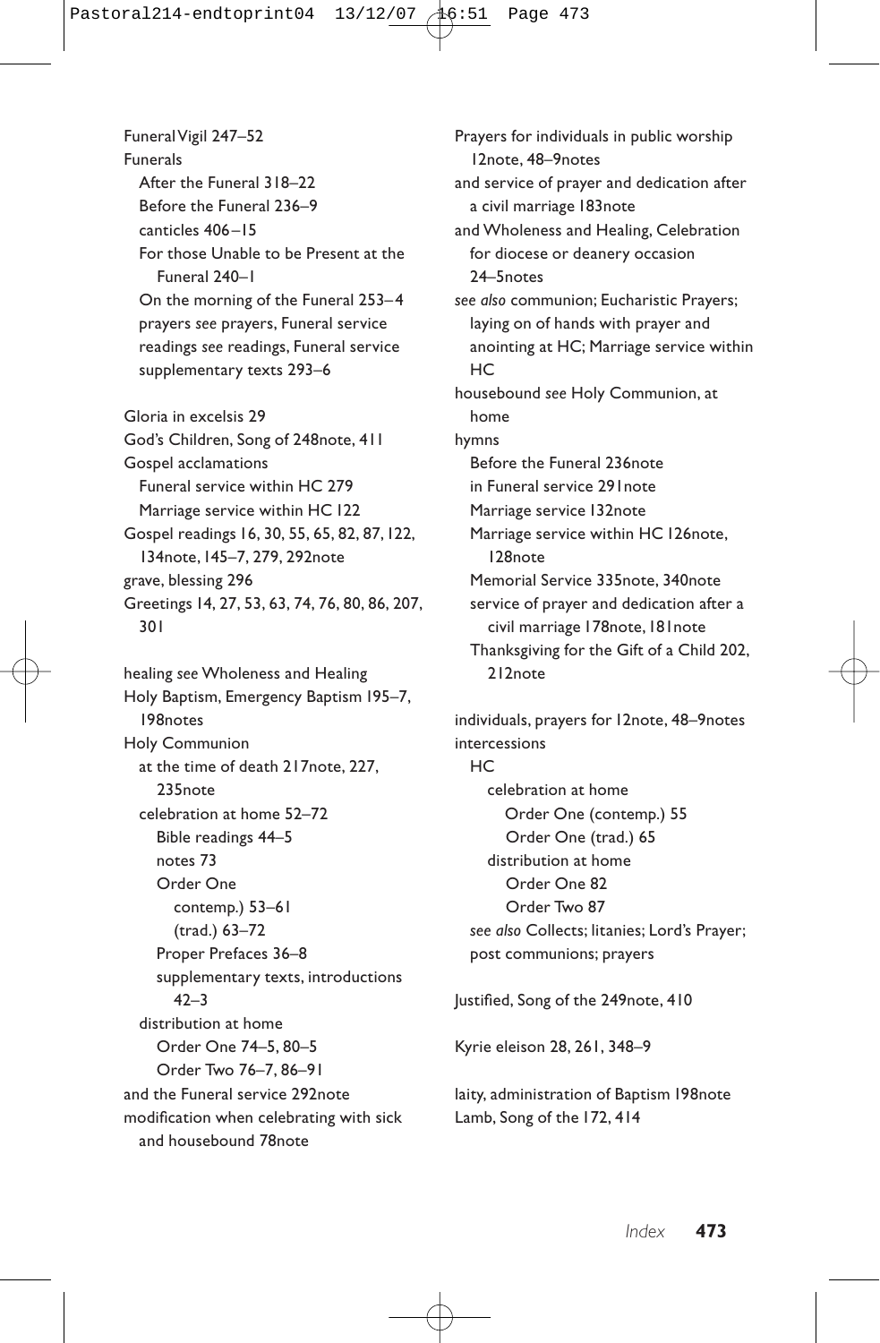Funeral Vigil 247–52
Funerals
  After the Funeral 318–22
  Before the Funeral 236–9
  canticles 406–15
  For those Unable to be Present at the Funeral 240–1
  On the morning of the Funeral 253–4
  prayers *see* prayers, Funeral service
  readings *see* readings, Funeral service
  supplementary texts 293–6

Gloria in excelsis 29
God's Children, Song of 248note, 411
Gospel acclamations
  Funeral service within HC 279
  Marriage service within HC 122
Gospel readings 16, 30, 55, 65, 82, 87, 122, 134note, 145–7, 279, 292note
grave, blessing 296
Greetings 14, 27, 53, 63, 74, 76, 80, 86, 207, 301

healing *see* Wholeness and Healing
Holy Baptism, Emergency Baptism 195–7, 198notes
Holy Communion
  at the time of death 217note, 227, 235note
  celebration at home 52–72
    Bible readings 44–5
    notes 73
    Order One
      contemp.) 53–61
      (trad.) 63–72
    Proper Prefaces 36–8
    supplementary texts, introductions 42–3
  distribution at home
    Order One 74–5, 80–5
    Order Two 76–7, 86–91
and the Funeral service 292note
modification when celebrating with sick and housebound 78note
Prayers for individuals in public worship 12note, 48–9notes
and service of prayer and dedication after a civil marriage 183note
and Wholeness and Healing, Celebration for diocese or deanery occasion 24–5notes
*see also* communion; Eucharistic Prayers; laying on of hands with prayer and anointing at HC; Marriage service within HC
housebound *see* Holy Communion, at home
hymns
  Before the Funeral 236note
  in Funeral service 291note
  Marriage service 132note
  Marriage service within HC 126note, 128note
  Memorial Service 335note, 340note
  service of prayer and dedication after a civil marriage 178note, 181note
  Thanksgiving for the Gift of a Child 202, 212note

individuals, prayers for 12note, 48–9notes
intercessions
  HC
    celebration at home
      Order One (contemp.) 55
      Order One (trad.) 65
    distribution at home
      Order One 82
      Order Two 87
  *see also* Collects; litanies; Lord's Prayer; post communions; prayers

Justified, Song of the 249note, 410

Kyrie eleison 28, 261, 348–9

laity, administration of Baptism 198note
Lamb, Song of the 172, 414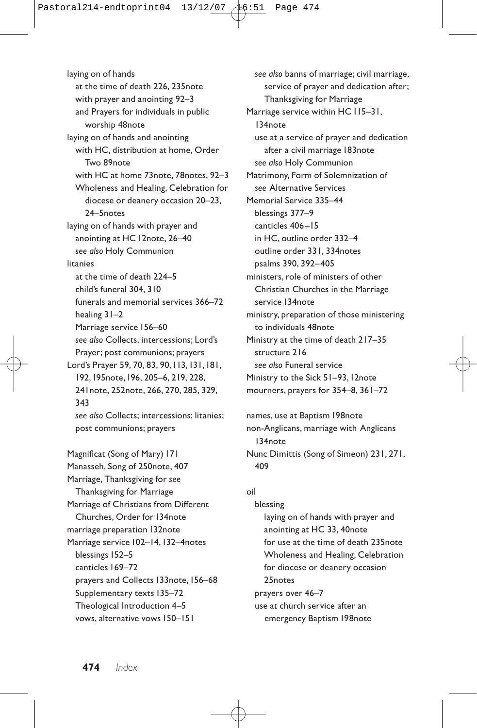laying on of hands
  at the time of death 226, 235note
  with prayer and anointing 92–3
  and Prayers for individuals in public worship 48note
laying on of hands and anointing
  with HC, distribution at home, Order Two 89note
  with HC at home 73note, 78notes, 92–3
  Wholeness and Healing, Celebration for diocese or deanery occasion 20–23, 24–5notes
laying on of hands with prayer and anointing at HC 12note, 26–40
  *see also* Holy Communion
litanies
  at the time of death 224–5
  child's funeral 304, 310
  funerals and memorial services 366–72
  healing 31–2
  Marriage service 156–60
  *see also* Collects; intercessions; Lord's Prayer; post communions; prayers
Lord's Prayer 59, 70, 83, 90, 113, 131, 181, 192, 195note, 196, 205–6, 219, 228, 241note, 252note, 266, 270, 285, 329, 343
  *see also* Collects; intercessions; litanies; post communions; prayers

Magnificat (Song of Mary) 171
Manasseh, Song of 250note, 407
Marriage, Thanksgiving for *see* Thanksgiving for Marriage
Marriage of Christians from Different Churches, Order for 134note
marriage preparation 132note
Marriage service 102–14, 132–4notes
  blessings 152–5
  canticles 169–72
  prayers and Collects 133note, 156–68
  Supplementary texts 135–72
  Theological Introduction 4–5
  vows, alternative vows 150–151
  *see also* banns of marriage; civil marriage, service of prayer and dedication after; Thanksgiving for Marriage
Marriage service within HC 115–31, 134note
  use at a service of prayer and dedication after a civil marriage 183note
  *see also* Holy Communion
Matrimony, Form of Solemnization of
  *see* Alternative Services
Memorial Service 335–44
  blessings 377–9
  canticles 406–15
  in HC, outline order 332–4
  outline order 331, 334notes
  psalms 390, 392–405
ministers, role of ministers of other Christian Churches in the Marriage service 134note
ministry, preparation of those ministering to individuals 48note
Ministry at the time of death 217–35
  structure 216
  *see also* Funeral service
Ministry to the Sick 51–93, 12note
mourners, prayers for 354–8, 361–72

names, use at Baptism 198note
non-Anglicans, marriage with Anglicans 134note
Nunc Dimittis (Song of Simeon) 231, 271, 409

oil
  blessing
    laying on of hands with prayer and anointing at HC 33, 40note
    for use at the time of death 235note
    Wholeness and Healing, Celebration for diocese or deanery occasion 25notes
  prayers over 46–7
  use at church service after an emergency Baptism 198note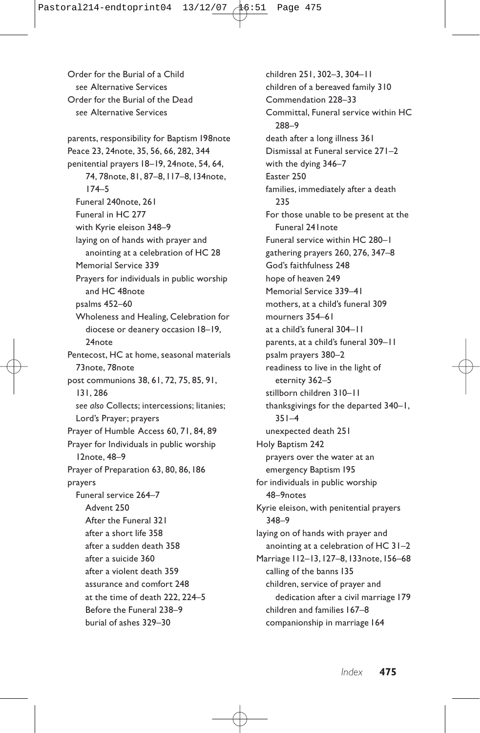Order for the Burial of a Child
  *see* Alternative Services
Order for the Burial of the Dead
  *see* Alternative Services

parents, responsibility for Baptism 198note
Peace 23, 24note, 35, 56, 66, 282, 344
penitential prayers 18–19, 24note, 54, 64, 74, 78note, 81, 87–8, 117–8, 134note, 174–5
  Funeral 240note, 261
  Funeral in HC 277
  with Kyrie eleison 348–9
  laying on of hands with prayer and anointing at a celebration of HC 28
  Memorial Service 339
  Prayers for individuals in public worship and HC 48note
  psalms 452–60
  Wholeness and Healing, Celebration for diocese or deanery occasion 18–19, 24note
Pentecost, HC at home, seasonal materials 73note, 78note
post communions 38, 61, 72, 75, 85, 91, 131, 286
  *see also* Collects; intercessions; litanies; Lord's Prayer; prayers
Prayer of Humble Access 60, 71, 84, 89
Prayer for Individuals in public worship 12note, 48–9
Prayer of Preparation 63, 80, 86, 186
prayers
  Funeral service 264–7
    Advent 250
    After the Funeral 321
    after a short life 358
    after a sudden death 358
    after a suicide 360
    after a violent death 359
    assurance and comfort 248
    at the time of death 222, 224–5
    Before the Funeral 238–9
    burial of ashes 329–30
    children 251, 302–3, 304–11
    children of a bereaved family 310
    Commendation 228–33
    Committal, Funeral service within HC 288–9
    death after a long illness 361
    Dismissal at Funeral service 271–2
    with the dying 346–7
    Easter 250
    families, immediately after a death 235
    For those unable to be present at the Funeral 241note
    Funeral service within HC 280–1
    gathering prayers 260, 276, 347–8
    God's faithfulness 248
    hope of heaven 249
    Memorial Service 339–41
    mothers, at a child's funeral 309
    mourners 354–61
    at a child's funeral 304–11
    parents, at a child's funeral 309–11
    psalm prayers 380–2
    readiness to live in the light of eternity 362–5
    stillborn children 310–11
    thanksgivings for the departed 340–1, 351–4
    unexpected death 251
  Holy Baptism 242
    prayers over the water at an emergency Baptism 195
  for individuals in public worship 48–9notes
  Kyrie eleison, with penitential prayers 348–9
  laying on of hands with prayer and anointing at a celebration of HC 31–2
  Marriage 112–13, 127–8, 133note, 156–68
    calling of the banns 135
    children, service of prayer and dedication after a civil marriage 179
    children and families 167–8
    companionship in marriage 164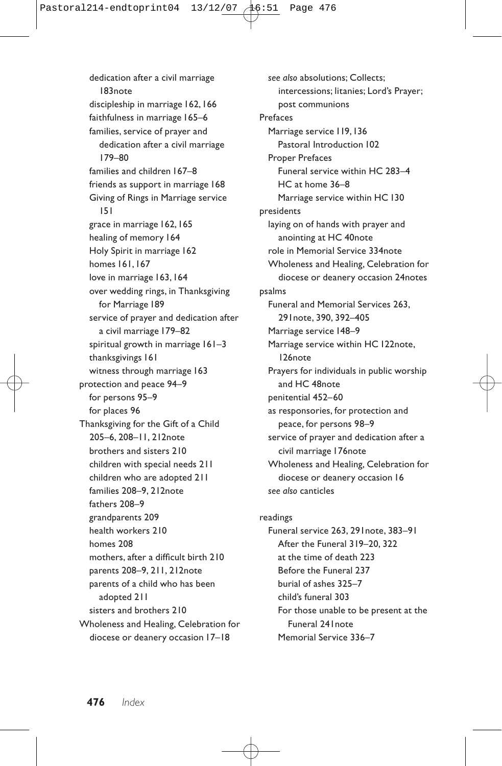dedication after a civil marriage 183note
discipleship in marriage 162, 166
faithfulness in marriage 165–6
families, service of prayer and dedication after a civil marriage 179–80
families and children 167–8
friends as support in marriage 168
Giving of Rings in Marriage service 151
grace in marriage 162, 165
healing of memory 164
Holy Spirit in marriage 162
homes 161, 167
love in marriage 163, 164
over wedding rings, in Thanksgiving for Marriage 189
service of prayer and dedication after a civil marriage 179–82
spiritual growth in marriage 161–3
thanksgivings 161
witness through marriage 163

protection and peace 94–9
for persons 95–9
for places 96

Thanksgiving for the Gift of a Child 205–6, 208–11, 212note
brothers and sisters 210
children with special needs 211
children who are adopted 211
families 208–9, 212note
fathers 208–9
grandparents 209
health workers 210
homes 208
mothers, after a difficult birth 210
parents 208–9, 211, 212note
parents of a child who has been adopted 211
sisters and brothers 210

Wholeness and Healing, Celebration for diocese or deanery occasion 17–18

*see also* absolutions; Collects; intercessions; litanies; Lord's Prayer; post communions

Prefaces
Marriage service 119, 136
Pastoral Introduction 102
Proper Prefaces
Funeral service within HC 283–4
HC at home 36–8
Marriage service within HC 130

presidents
laying on of hands with prayer and anointing at HC 40note
role in Memorial Service 334note
Wholeness and Healing, Celebration for diocese or deanery occasion 24notes

psalms
Funeral and Memorial Services 263, 291note, 390, 392–405
Marriage service 148–9
Marriage service within HC 122note, 126note
Prayers for individuals in public worship and HC 48note
penitential 452–60
as responsories, for protection and peace, for persons 98–9
service of prayer and dedication after a civil marriage 176note
Wholeness and Healing, Celebration for diocese or deanery occasion 16
*see also* canticles

readings
Funeral service 263, 291note, 383–91
After the Funeral 319–20, 322
at the time of death 223
Before the Funeral 237
burial of ashes 325–7
child's funeral 303
For those unable to be present at the Funeral 241note
Memorial Service 336–7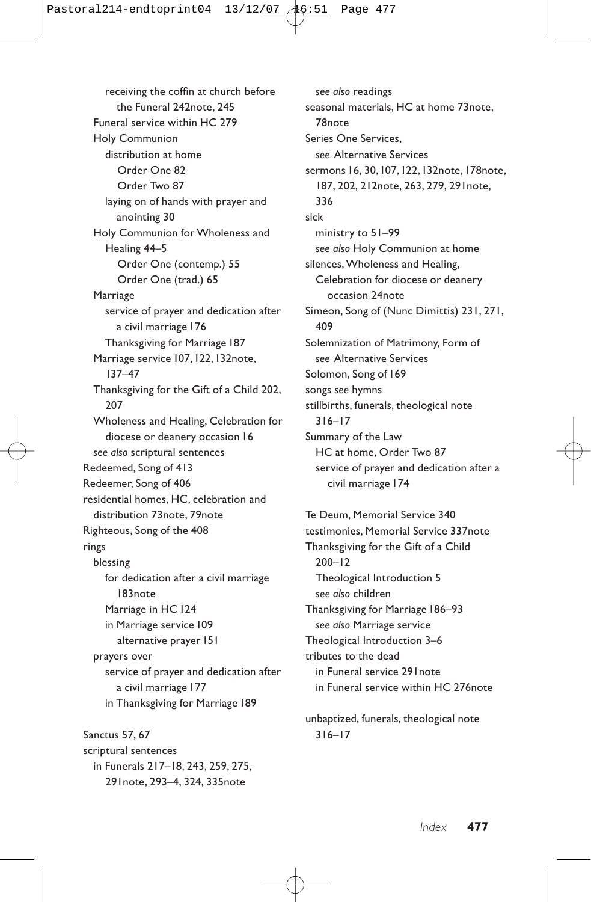receiving the coffin at church before the Funeral 242note, 245
  Funeral service within HC 279
  Holy Communion
    distribution at home
      Order One 82
      Order Two 87
    laying on of hands with prayer and anointing 30
  Holy Communion for Wholeness and Healing 44–5
      Order One (contemp.) 55
      Order One (trad.) 65
  Marriage
    service of prayer and dedication after a civil marriage 176
    Thanksgiving for Marriage 187
  Marriage service 107, 122, 132note, 137–47
  Thanksgiving for the Gift of a Child 202, 207
  Wholeness and Healing, Celebration for diocese or deanery occasion 16
  *see also* scriptural sentences
Redeemed, Song of 413
Redeemer, Song of 406
residential homes, HC, celebration and distribution 73note, 79note
Righteous, Song of the 408
rings
  blessing
    for dedication after a civil marriage 183note
    Marriage in HC 124
    in Marriage service 109
      alternative prayer 151
  prayers over
    service of prayer and dedication after a civil marriage 177
    in Thanksgiving for Marriage 189

Sanctus 57, 67
scriptural sentences
  in Funerals 217–18, 243, 259, 275, 291note, 293–4, 324, 335note
  *see also* readings
seasonal materials, HC at home 73note, 78note
Series One Services,
  *see* Alternative Services
sermons 16, 30, 107, 122, 132note, 178note, 187, 202, 212note, 263, 279, 291note, 336
sick
  ministry to 51–99
  *see also* Holy Communion at home
silences, Wholeness and Healing, Celebration for diocese or deanery occasion 24note
Simeon, Song of (Nunc Dimittis) 231, 271, 409
Solemnization of Matrimony, Form of
  *see* Alternative Services
Solomon, Song of 169
songs *see* hymns
stillbirths, funerals, theological note 316–17
Summary of the Law
  HC at home, Order Two 87
  service of prayer and dedication after a civil marriage 174

Te Deum, Memorial Service 340
testimonies, Memorial Service 337note
Thanksgiving for the Gift of a Child 200–12
  Theological Introduction 5
  *see also* children
Thanksgiving for Marriage 186–93
  *see also* Marriage service
Theological Introduction 3–6
tributes to the dead
  in Funeral service 291note
  in Funeral service within HC 276note

unbaptized, funerals, theological note 316–17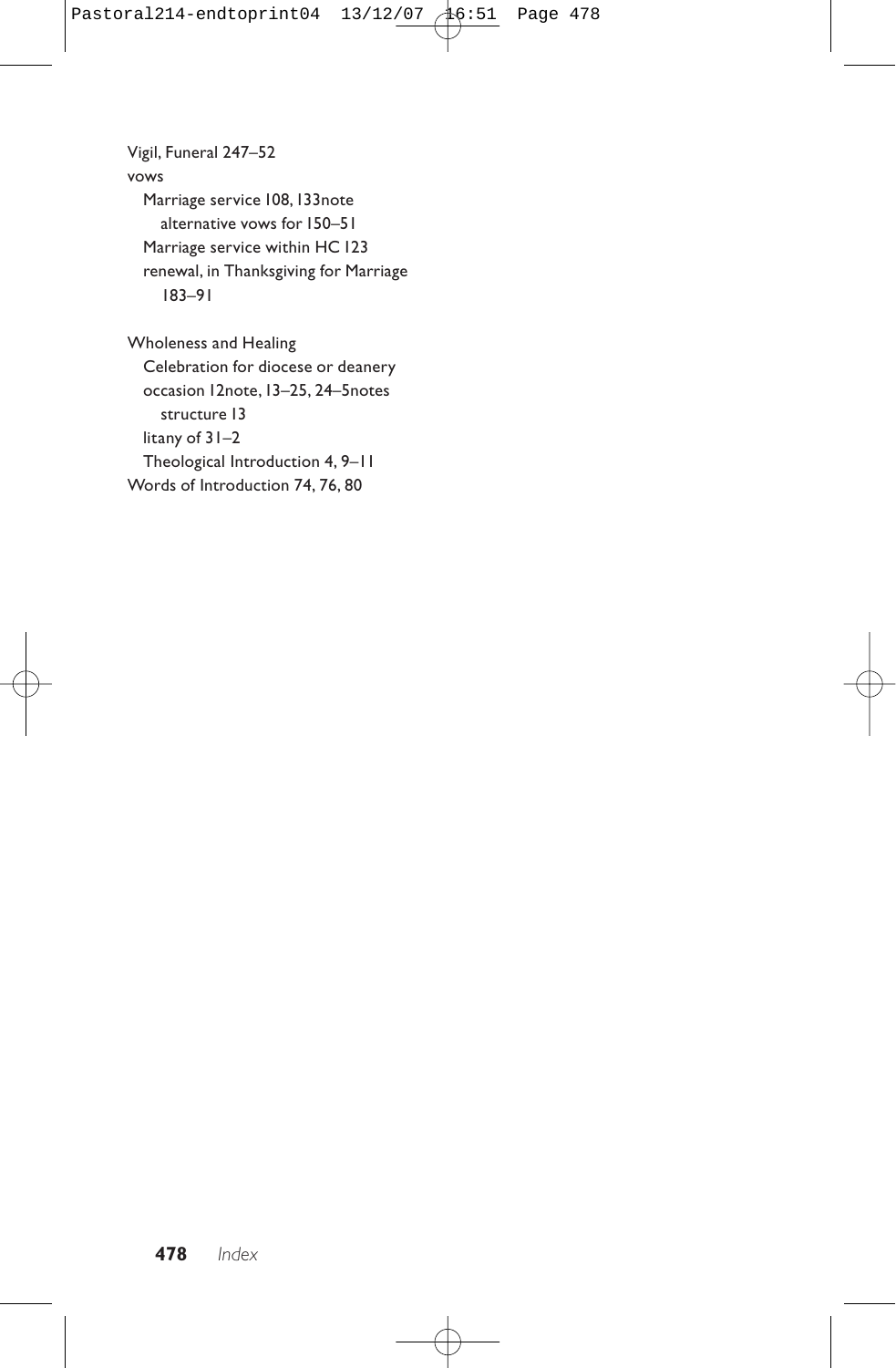Vigil, Funeral 247–52
vows
  Marriage service 108, 133note
    alternative vows for 150–51
  Marriage service within HC 123
  renewal, in Thanksgiving for Marriage
    183–91

Wholeness and Healing
  Celebration for diocese or deanery
  occasion 12note, 13–25, 24–5notes
    structure 13
  litany of 31–2
  Theological Introduction 4, 9–11
Words of Introduction 74, 76, 80